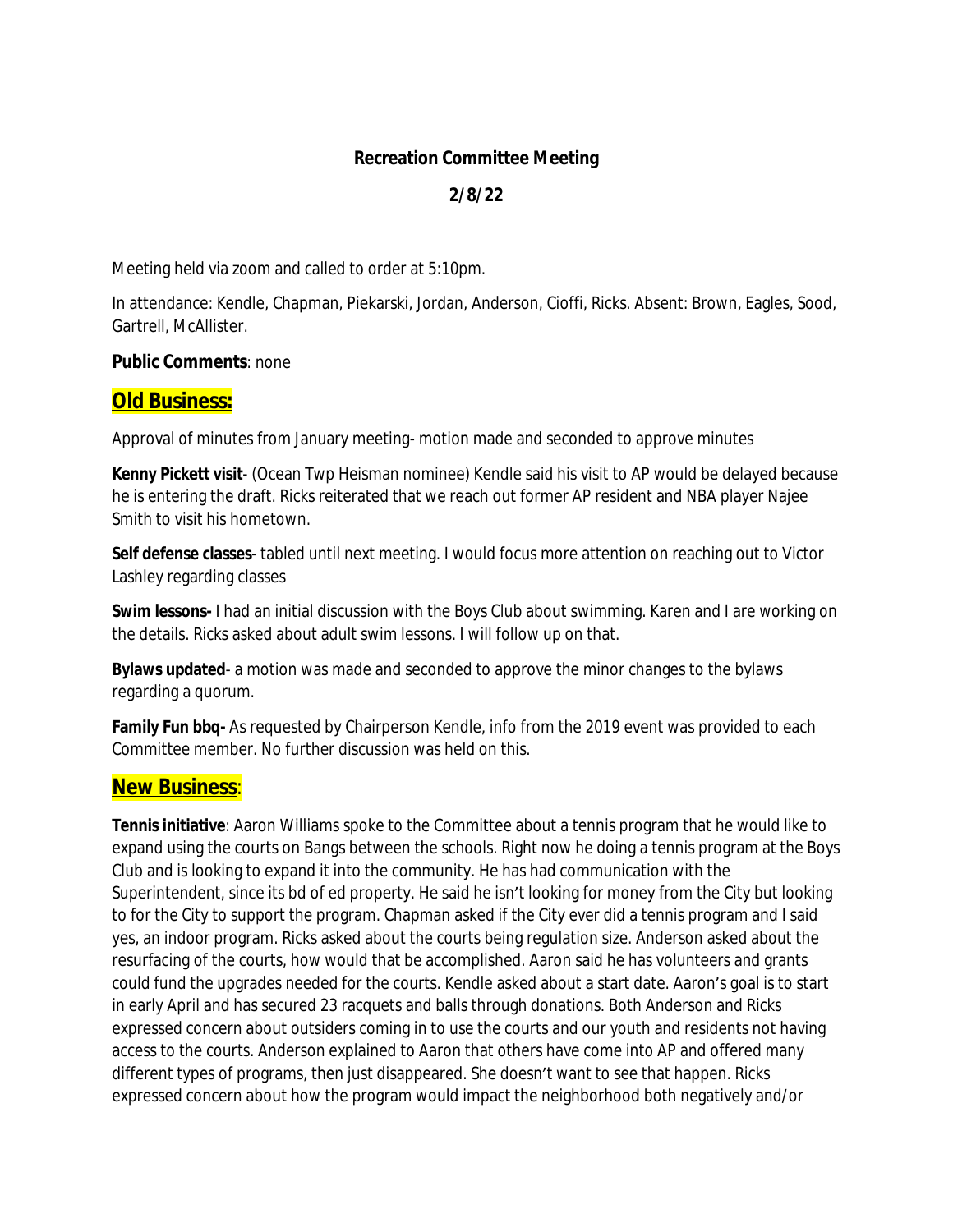**Recreation Committee Meeting**

**2/8/22**

Meeting held via zoom and called to order at 5:10pm.

In attendance: Kendle, Chapman, Piekarski, Jordan, Anderson, Cioffi, Ricks. Absent: Brown, Eagles, Sood, Gartrell, McAllister.

**Public Comments**: none

## **Old Business:**

Approval of minutes from January meeting- motion made and seconded to approve minutes

**Kenny Pickett visit**- (Ocean Twp Heisman nominee) Kendle said his visit to AP would be delayed because he is entering the draft. Ricks reiterated that we reach out former AP resident and NBA player Najee Smith to visit his hometown.

**Self defense classes**- tabled until next meeting. I would focus more attention on reaching out to Victor Lashley regarding classes

**Swim lessons-** I had an initial discussion with the Boys Club about swimming. Karen and I are working on the details. Ricks asked about adult swim lessons. I will follow up on that.

**Bylaws updated**- a motion was made and seconded to approve the minor changes to the bylaws regarding a quorum.

**Family Fun bbq-** As requested by Chairperson Kendle, info from the 2019 event was provided to each Committee member. No further discussion was held on this.

## **New Business**:

**Tennis initiative**: Aaron Williams spoke to the Committee about a tennis program that he would like to expand using the courts on Bangs between the schools. Right now he doing a tennis program at the Boys Club and is looking to expand it into the community. He has had communication with the Superintendent, since its bd of ed property. He said he isn't looking for money from the City but looking to for the City to support the program. Chapman asked if the City ever did a tennis program and I said yes, an indoor program. Ricks asked about the courts being regulation size. Anderson asked about the resurfacing of the courts, how would that be accomplished. Aaron said he has volunteers and grants could fund the upgrades needed for the courts. Kendle asked about a start date. Aaron's goal is to start in early April and has secured 23 racquets and balls through donations. Both Anderson and Ricks expressed concern about outsiders coming in to use the courts and our youth and residents not having access to the courts. Anderson explained to Aaron that others have come into AP and offered many different types of programs, then just disappeared. She doesn't want to see that happen. Ricks expressed concern about how the program would impact the neighborhood both negatively and/or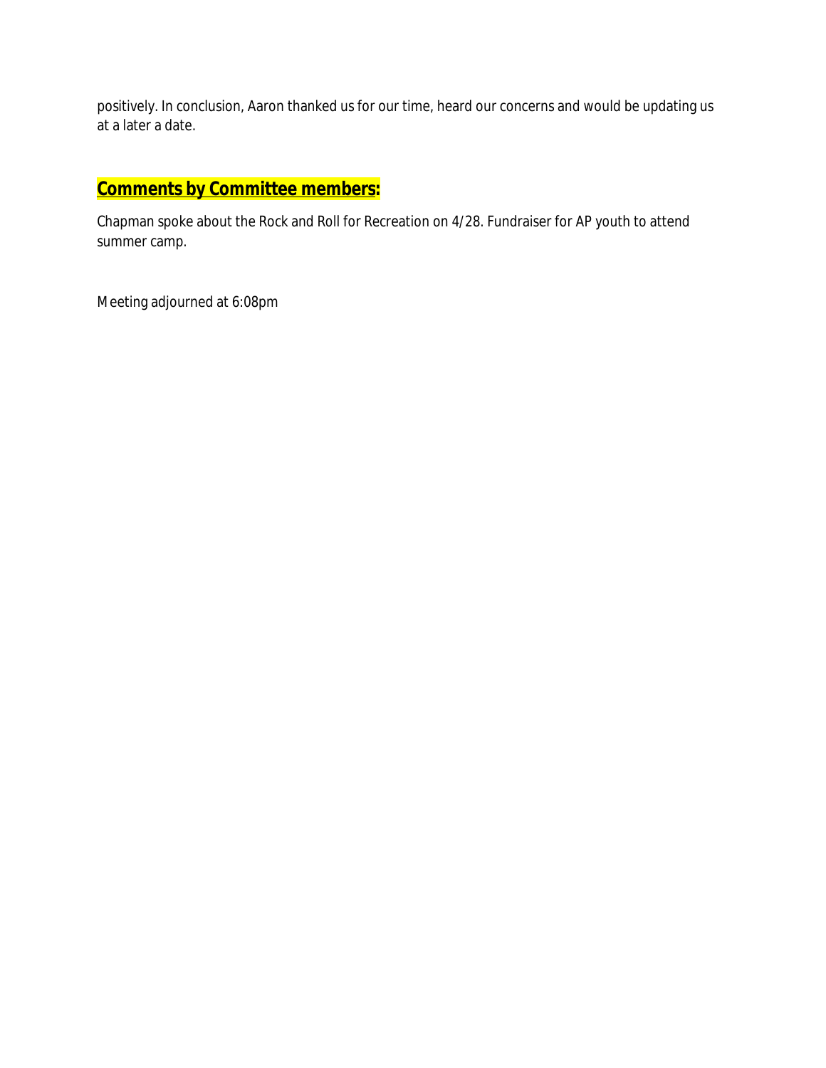positively. In conclusion, Aaron thanked us for our time, heard our concerns and would be updating us at a later a date.

## **Comments by Committee members:**

Chapman spoke about the Rock and Roll for Recreation on 4/28. Fundraiser for AP youth to attend summer camp.

Meeting adjourned at 6:08pm